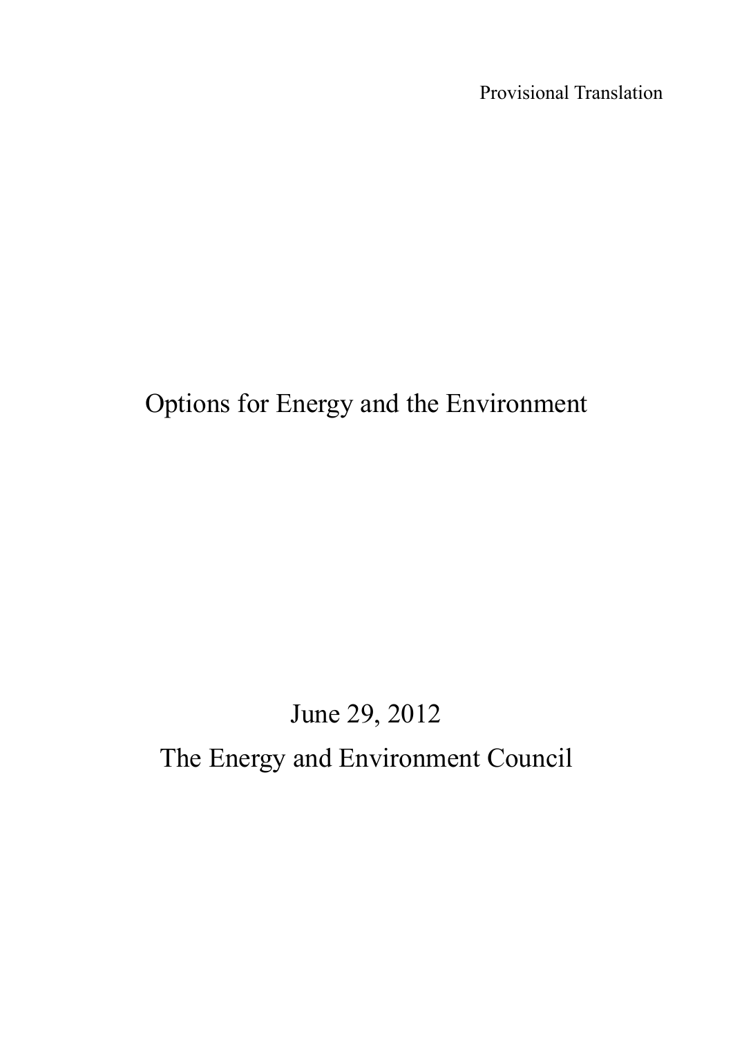Provisional Translation

# Options for Energy and the Environment

June 29, 2012

The Energy and Environment Council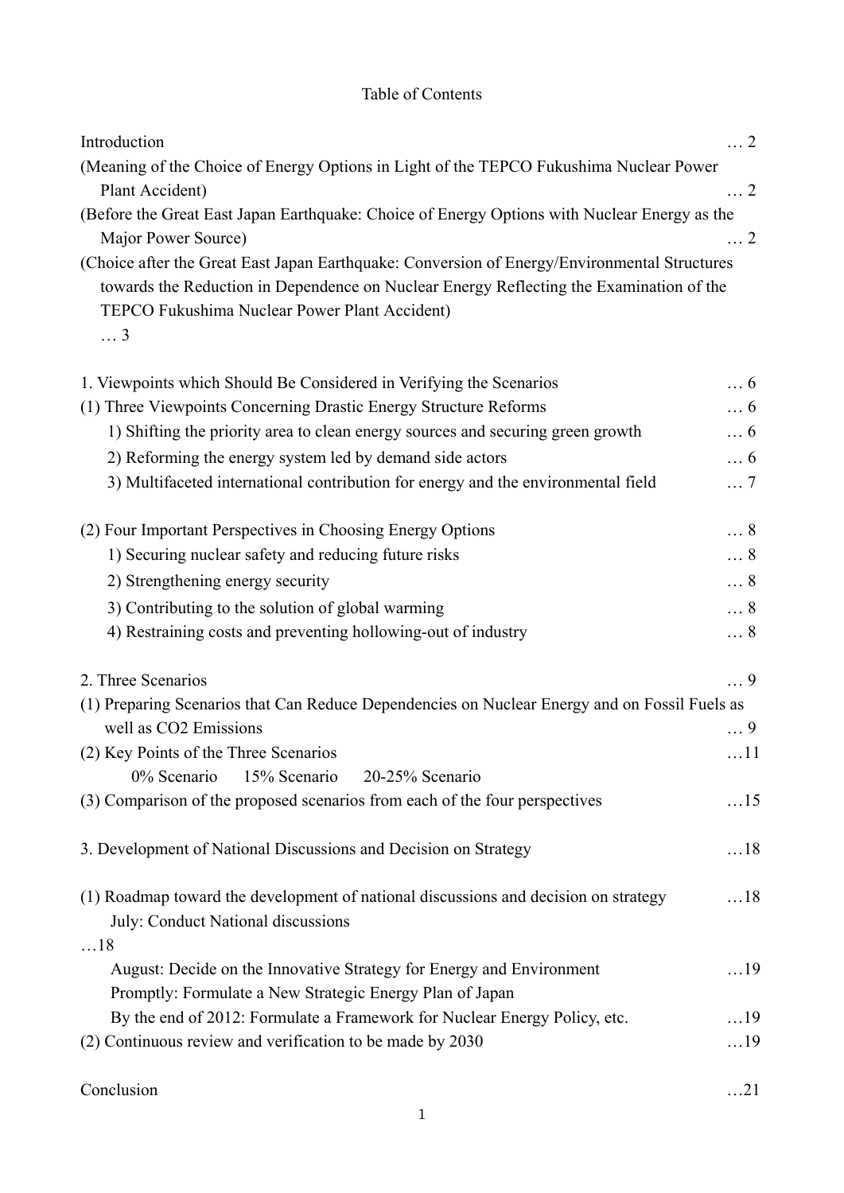# Table of Contents

Introduction … 2

(Meaning of the Choice of Energy Options in Light of the TEPCO Fukushima Nuclear Power Plant Accident) … 2

(Before the Great East Japan Earthquake: Choice of Energy Options with Nuclear Energy as the Major Power Source) … 2

(Choice after the Great East Japan Earthquake: Conversion of Energy/Environmental Structures towards the Reduction in Dependence on Nuclear Energy Reflecting the Examination of the TEPCO Fukushima Nuclear Power Plant Accident) … 3

1. Viewpoints which Should Be Considered in Verifying the Scenarios … 6

(1) Three Viewpoints Concerning Drastic Energy Structure Reforms … 6

- 1) Shifting the priority area to clean energy sources and securing green growth … 6
- 2) Reforming the energy system led by demand side actors … 6
- 3) Multifaceted international contribution for energy and the environmental field … 7

(2) Four Important Perspectives in Choosing Energy Options … 8

- 1) Securing nuclear safety and reducing future risks … 8
- 2) Strengthening energy security … 8
- 3) Contributing to the solution of global warming … 8
- 4) Restraining costs and preventing hollowing-out of industry … 8

2. Three Scenarios … 9

(1) Preparing Scenarios that Can Reduce Dependencies on Nuclear Energy and on Fossil Fuels as well as $CO_2$ Emissions … 9

(2) Key Points of the Three Scenarios …11

- 0% Scenario 15% Scenario 20-25% Scenario

(3) Comparison of the proposed scenarios from each of the four perspectives …15

3. Development of National Discussions and Decision on Strategy …18

(1) Roadmap toward the development of national discussions and decision on strategy …18

- July: Conduct National discussions …18
- August: Decide on the Innovative Strategy for Energy and Environment …19
- Promptly: Formulate a New Strategic Energy Plan of Japan
- By the end of 2012: Formulate a Framework for Nuclear Energy Policy, etc. …19

(2) Continuous review and verification to be made by 2030 …19

Conclusion …21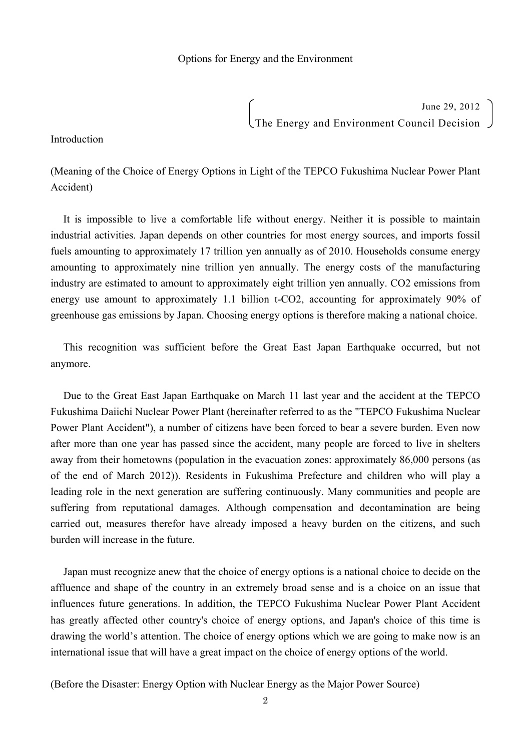# Options for Energy and the Environment

June 29, 2012
The Energy and Environment Council Decision

## Introduction

### (Meaning of the Choice of Energy Options in Light of the TEPCO Fukushima Nuclear Power Plant Accident)

It is impossible to live a comfortable life without energy. Neither it is possible to maintain industrial activities. Japan depends on other countries for most energy sources, and imports fossil fuels amounting to approximately 17 trillion yen annually as of 2010. Households consume energy amounting to approximately nine trillion yen annually. The energy costs of the manufacturing industry are estimated to amount to approximately eight trillion yen annually. $CO_2$ emissions from energy use amount to approximately 1.1 billion t-$CO_2$, accounting for approximately 90% of greenhouse gas emissions by Japan. Choosing energy options is therefore making a national choice.

This recognition was sufficient before the Great East Japan Earthquake occurred, but not anymore.

Due to the Great East Japan Earthquake on March 11 last year and the accident at the TEPCO Fukushima Daiichi Nuclear Power Plant (hereinafter referred to as the "TEPCO Fukushima Nuclear Power Plant Accident"), a number of citizens have been forced to bear a severe burden. Even now after more than one year has passed since the accident, many people are forced to live in shelters away from their hometowns (population in the evacuation zones: approximately 86,000 persons (as of the end of March 2012)). Residents in Fukushima Prefecture and children who will play a leading role in the next generation are suffering continuously. Many communities and people are suffering from reputational damages. Although compensation and decontamination are being carried out, measures therefor have already imposed a heavy burden on the citizens, and such burden will increase in the future.

Japan must recognize anew that the choice of energy options is a national choice to decide on the affluence and shape of the country in an extremely broad sense and is a choice on an issue that influences future generations. In addition, the TEPCO Fukushima Nuclear Power Plant Accident has greatly affected other country's choice of energy options, and Japan's choice of this time is drawing the world's attention. The choice of energy options which we are going to make now is an international issue that will have a great impact on the choice of energy options of the world.

### (Before the Disaster: Energy Option with Nuclear Energy as the Major Power Source)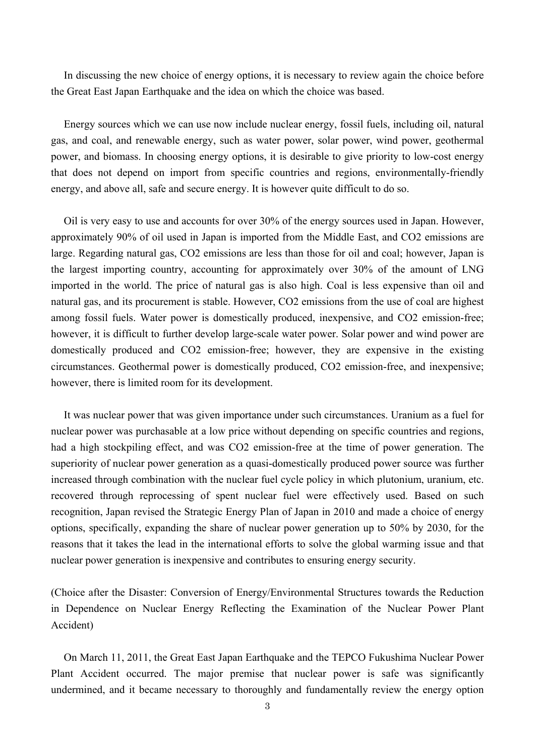In discussing the new choice of energy options, it is necessary to review again the choice before the Great East Japan Earthquake and the idea on which the choice was based.

Energy sources which we can use now include nuclear energy, fossil fuels, including oil, natural gas, and coal, and renewable energy, such as water power, solar power, wind power, geothermal power, and biomass. In choosing energy options, it is desirable to give priority to low-cost energy that does not depend on import from specific countries and regions, environmentally-friendly energy, and above all, safe and secure energy. It is however quite difficult to do so.

Oil is very easy to use and accounts for over 30% of the energy sources used in Japan. However, approximately 90% of oil used in Japan is imported from the Middle East, and $CO_2$ emissions are large. Regarding natural gas, $CO_2$ emissions are less than those for oil and coal; however, Japan is the largest importing country, accounting for approximately over 30% of the amount of LNG imported in the world. The price of natural gas is also high. Coal is less expensive than oil and natural gas, and its procurement is stable. However, $CO_2$ emissions from the use of coal are highest among fossil fuels. Water power is domestically produced, inexpensive, and $CO_2$ emission-free; however, it is difficult to further develop large-scale water power. Solar power and wind power are domestically produced and $CO_2$ emission-free; however, they are expensive in the existing circumstances. Geothermal power is domestically produced, $CO_2$ emission-free, and inexpensive; however, there is limited room for its development.

It was nuclear power that was given importance under such circumstances. Uranium as a fuel for nuclear power was purchasable at a low price without depending on specific countries and regions, had a high stockpiling effect, and was $CO_2$ emission-free at the time of power generation. The superiority of nuclear power generation as a quasi-domestically produced power source was further increased through combination with the nuclear fuel cycle policy in which plutonium, uranium, etc. recovered through reprocessing of spent nuclear fuel were effectively used. Based on such recognition, Japan revised the Strategic Energy Plan of Japan in 2010 and made a choice of energy options, specifically, expanding the share of nuclear power generation up to 50% by 2030, for the reasons that it takes the lead in the international efforts to solve the global warming issue and that nuclear power generation is inexpensive and contributes to ensuring energy security.

(Choice after the Disaster: Conversion of Energy/Environmental Structures towards the Reduction in Dependence on Nuclear Energy Reflecting the Examination of the Nuclear Power Plant Accident)

On March 11, 2011, the Great East Japan Earthquake and the TEPCO Fukushima Nuclear Power Plant Accident occurred. The major premise that nuclear power is safe was significantly undermined, and it became necessary to thoroughly and fundamentally review the energy option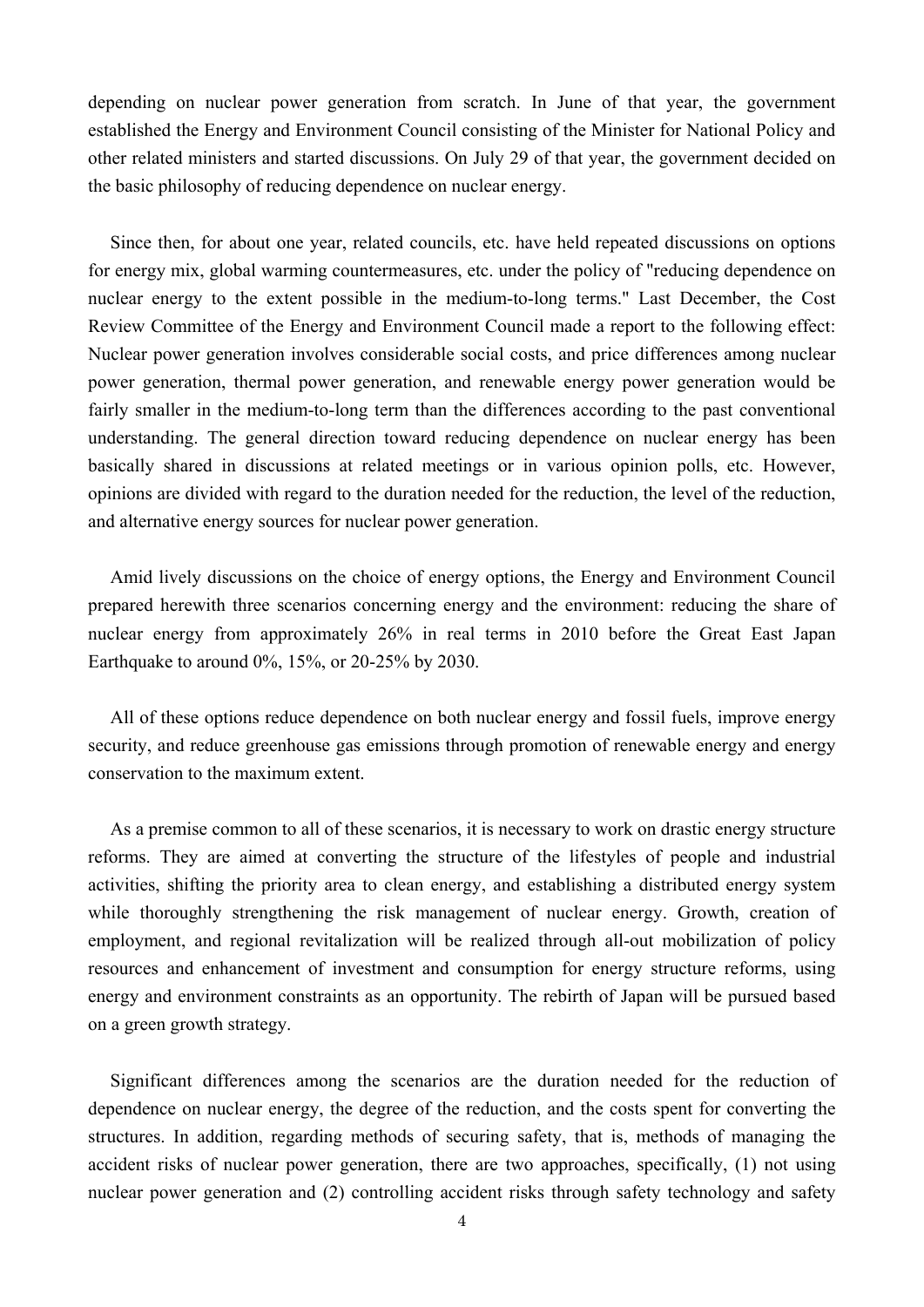depending on nuclear power generation from scratch. In June of that year, the government established the Energy and Environment Council consisting of the Minister for National Policy and other related ministers and started discussions. On July 29 of that year, the government decided on the basic philosophy of reducing dependence on nuclear energy.

Since then, for about one year, related councils, etc. have held repeated discussions on options for energy mix, global warming countermeasures, etc. under the policy of "reducing dependence on nuclear energy to the extent possible in the medium-to-long terms." Last December, the Cost Review Committee of the Energy and Environment Council made a report to the following effect: Nuclear power generation involves considerable social costs, and price differences among nuclear power generation, thermal power generation, and renewable energy power generation would be fairly smaller in the medium-to-long term than the differences according to the past conventional understanding. The general direction toward reducing dependence on nuclear energy has been basically shared in discussions at related meetings or in various opinion polls, etc. However, opinions are divided with regard to the duration needed for the reduction, the level of the reduction, and alternative energy sources for nuclear power generation.

Amid lively discussions on the choice of energy options, the Energy and Environment Council prepared herewith three scenarios concerning energy and the environment: reducing the share of nuclear energy from approximately 26% in real terms in 2010 before the Great East Japan Earthquake to around 0%, 15%, or 20-25% by 2030.

All of these options reduce dependence on both nuclear energy and fossil fuels, improve energy security, and reduce greenhouse gas emissions through promotion of renewable energy and energy conservation to the maximum extent.

As a premise common to all of these scenarios, it is necessary to work on drastic energy structure reforms. They are aimed at converting the structure of the lifestyles of people and industrial activities, shifting the priority area to clean energy, and establishing a distributed energy system while thoroughly strengthening the risk management of nuclear energy. Growth, creation of employment, and regional revitalization will be realized through all-out mobilization of policy resources and enhancement of investment and consumption for energy structure reforms, using energy and environment constraints as an opportunity. The rebirth of Japan will be pursued based on a green growth strategy.

Significant differences among the scenarios are the duration needed for the reduction of dependence on nuclear energy, the degree of the reduction, and the costs spent for converting the structures. In addition, regarding methods of securing safety, that is, methods of managing the accident risks of nuclear power generation, there are two approaches, specifically, (1) not using nuclear power generation and (2) controlling accident risks through safety technology and safety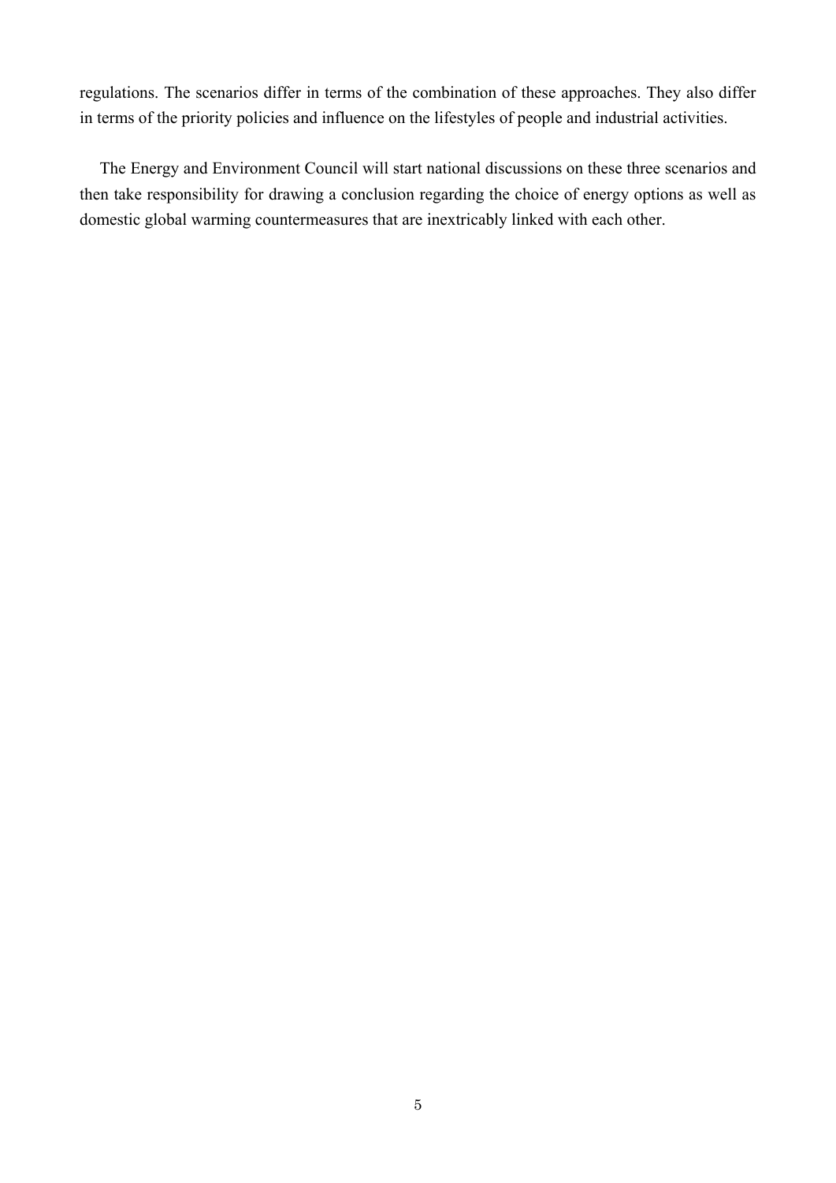regulations. The scenarios differ in terms of the combination of these approaches. They also differ in terms of the priority policies and influence on the lifestyles of people and industrial activities.

The Energy and Environment Council will start national discussions on these three scenarios and then take responsibility for drawing a conclusion regarding the choice of energy options as well as domestic global warming countermeasures that are inextricably linked with each other.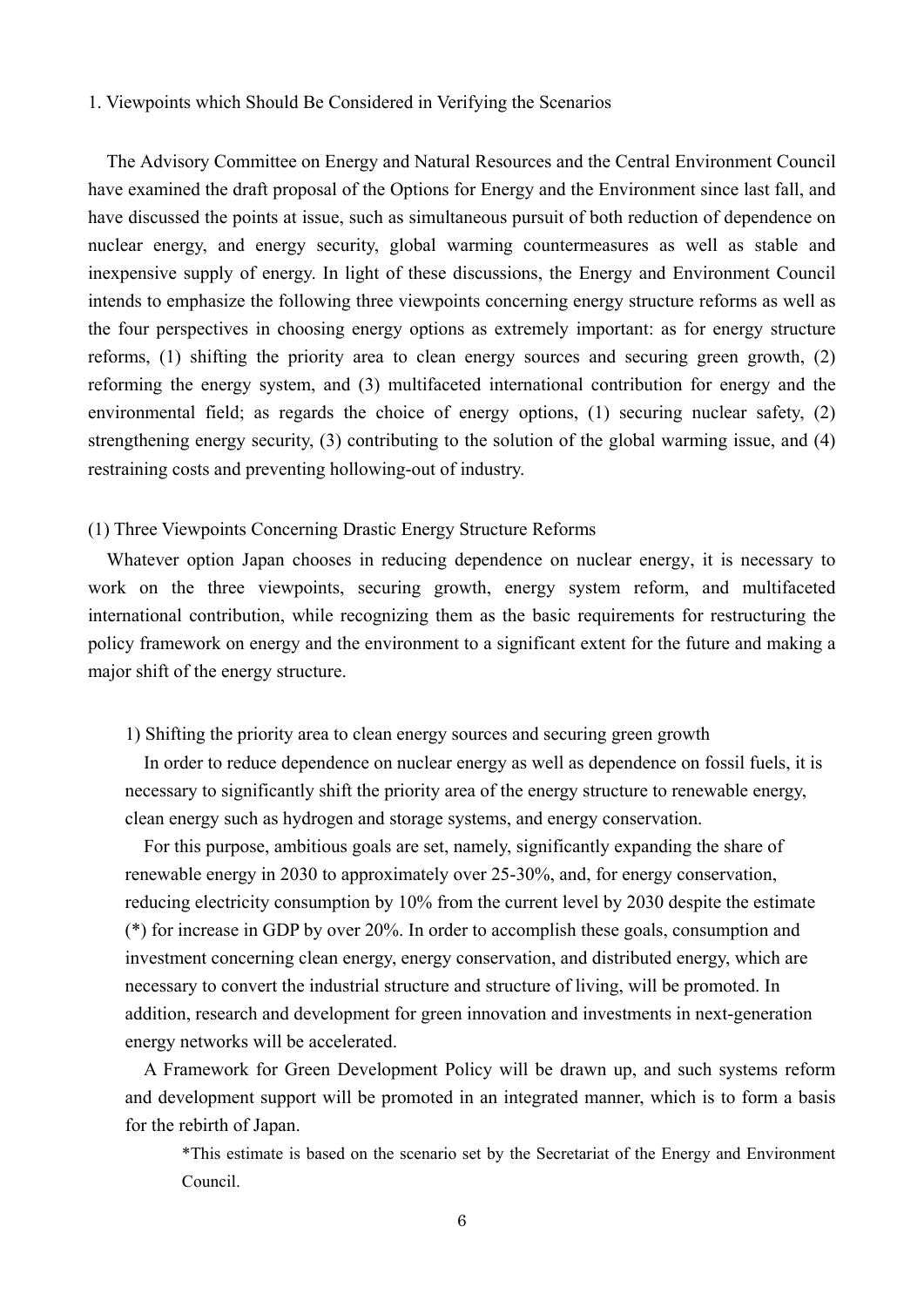## 1. Viewpoints which Should Be Considered in Verifying the Scenarios

The Advisory Committee on Energy and Natural Resources and the Central Environment Council have examined the draft proposal of the Options for Energy and the Environment since last fall, and have discussed the points at issue, such as simultaneous pursuit of both reduction of dependence on nuclear energy, and energy security, global warming countermeasures as well as stable and inexpensive supply of energy. In light of these discussions, the Energy and Environment Council intends to emphasize the following three viewpoints concerning energy structure reforms as well as the four perspectives in choosing energy options as extremely important: as for energy structure reforms, (1) shifting the priority area to clean energy sources and securing green growth, (2) reforming the energy system, and (3) multifaceted international contribution for energy and the environmental field; as regards the choice of energy options, (1) securing nuclear safety, (2) strengthening energy security, (3) contributing to the solution of the global warming issue, and (4) restraining costs and preventing hollowing-out of industry.

### (1) Three Viewpoints Concerning Drastic Energy Structure Reforms

Whatever option Japan chooses in reducing dependence on nuclear energy, it is necessary to work on the three viewpoints, securing growth, energy system reform, and multifaceted international contribution, while recognizing them as the basic requirements for restructuring the policy framework on energy and the environment to a significant extent for the future and making a major shift of the energy structure.

#### 1) Shifting the priority area to clean energy sources and securing green growth

In order to reduce dependence on nuclear energy as well as dependence on fossil fuels, it is necessary to significantly shift the priority area of the energy structure to renewable energy, clean energy such as hydrogen and storage systems, and energy conservation.

For this purpose, ambitious goals are set, namely, significantly expanding the share of renewable energy in 2030 to approximately over 25-30%, and, for energy conservation, reducing electricity consumption by 10% from the current level by 2030 despite the estimate (*) for increase in GDP by over 20%. In order to accomplish these goals, consumption and investment concerning clean energy, energy conservation, and distributed energy, which are necessary to convert the industrial structure and structure of living, will be promoted. In addition, research and development for green innovation and investments in next-generation energy networks will be accelerated.

A Framework for Green Development Policy will be drawn up, and such systems reform and development support will be promoted in an integrated manner, which is to form a basis for the rebirth of Japan.

*This estimate is based on the scenario set by the Secretariat of the Energy and Environment Council.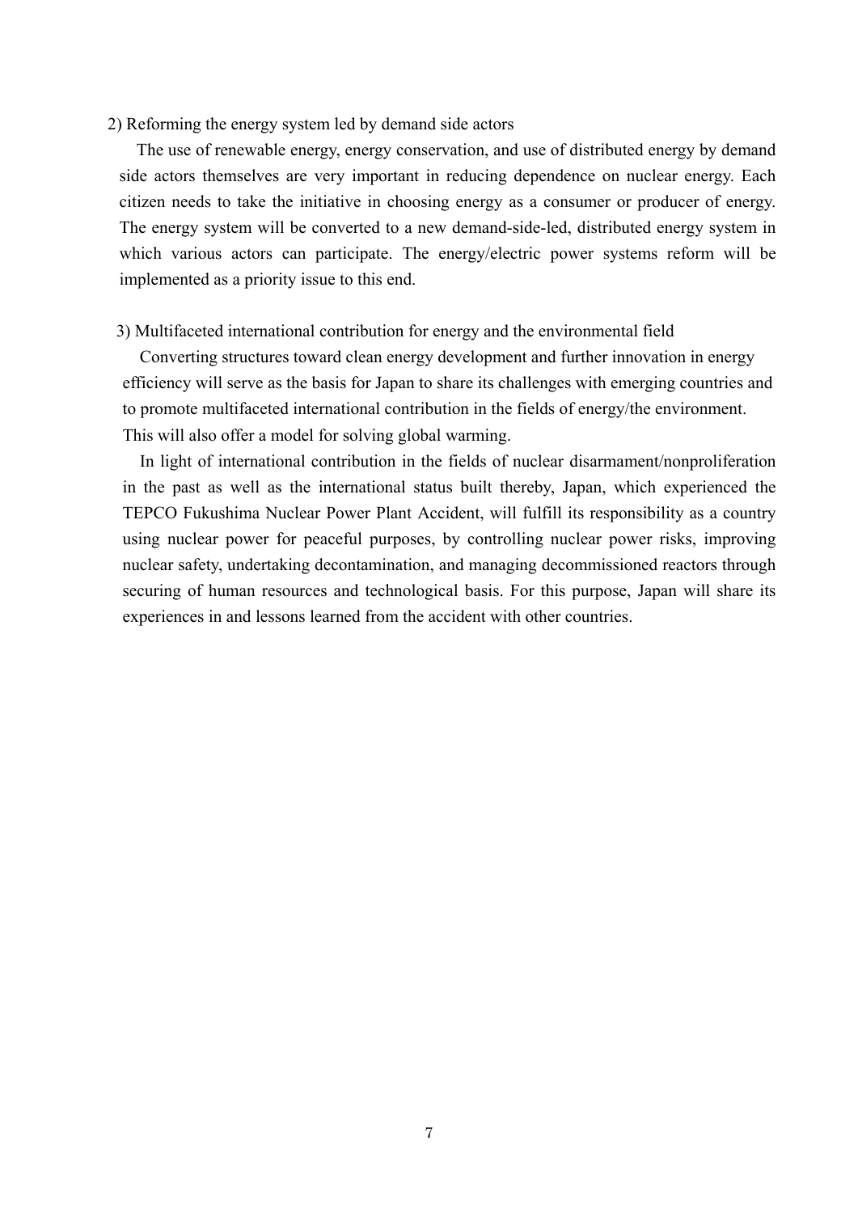2) Reforming the energy system led by demand side actors

The use of renewable energy, energy conservation, and use of distributed energy by demand side actors themselves are very important in reducing dependence on nuclear energy. Each citizen needs to take the initiative in choosing energy as a consumer or producer of energy. The energy system will be converted to a new demand-side-led, distributed energy system in which various actors can participate. The energy/electric power systems reform will be implemented as a priority issue to this end.

3) Multifaceted international contribution for energy and the environmental field

Converting structures toward clean energy development and further innovation in energy efficiency will serve as the basis for Japan to share its challenges with emerging countries and to promote multifaceted international contribution in the fields of energy/the environment. This will also offer a model for solving global warming.

In light of international contribution in the fields of nuclear disarmament/nonproliferation in the past as well as the international status built thereby, Japan, which experienced the TEPCO Fukushima Nuclear Power Plant Accident, will fulfill its responsibility as a country using nuclear power for peaceful purposes, by controlling nuclear power risks, improving nuclear safety, undertaking decontamination, and managing decommissioned reactors through securing of human resources and technological basis. For this purpose, Japan will share its experiences in and lessons learned from the accident with other countries.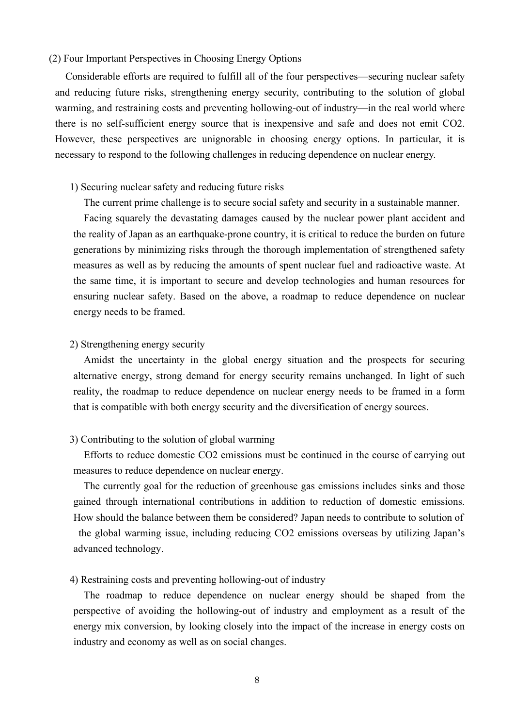### (2) Four Important Perspectives in Choosing Energy Options

Considerable efforts are required to fulfill all of the four perspectives—securing nuclear safety and reducing future risks, strengthening energy security, contributing to the solution of global warming, and restraining costs and preventing hollowing-out of industry—in the real world where there is no self-sufficient energy source that is inexpensive and safe and does not emit CO2. However, these perspectives are unignorable in choosing energy options. In particular, it is necessary to respond to the following challenges in reducing dependence on nuclear energy.

#### 1) Securing nuclear safety and reducing future risks

The current prime challenge is to secure social safety and security in a sustainable manner.

Facing squarely the devastating damages caused by the nuclear power plant accident and the reality of Japan as an earthquake-prone country, it is critical to reduce the burden on future generations by minimizing risks through the thorough implementation of strengthened safety measures as well as by reducing the amounts of spent nuclear fuel and radioactive waste. At the same time, it is important to secure and develop technologies and human resources for ensuring nuclear safety. Based on the above, a roadmap to reduce dependence on nuclear energy needs to be framed.

#### 2) Strengthening energy security

Amidst the uncertainty in the global energy situation and the prospects for securing alternative energy, strong demand for energy security remains unchanged. In light of such reality, the roadmap to reduce dependence on nuclear energy needs to be framed in a form that is compatible with both energy security and the diversification of energy sources.

#### 3) Contributing to the solution of global warming

Efforts to reduce domestic CO2 emissions must be continued in the course of carrying out measures to reduce dependence on nuclear energy.

The currently goal for the reduction of greenhouse gas emissions includes sinks and those gained through international contributions in addition to reduction of domestic emissions. How should the balance between them be considered? Japan needs to contribute to solution of the global warming issue, including reducing CO2 emissions overseas by utilizing Japan's advanced technology.

#### 4) Restraining costs and preventing hollowing-out of industry

The roadmap to reduce dependence on nuclear energy should be shaped from the perspective of avoiding the hollowing-out of industry and employment as a result of the energy mix conversion, by looking closely into the impact of the increase in energy costs on industry and economy as well as on social changes.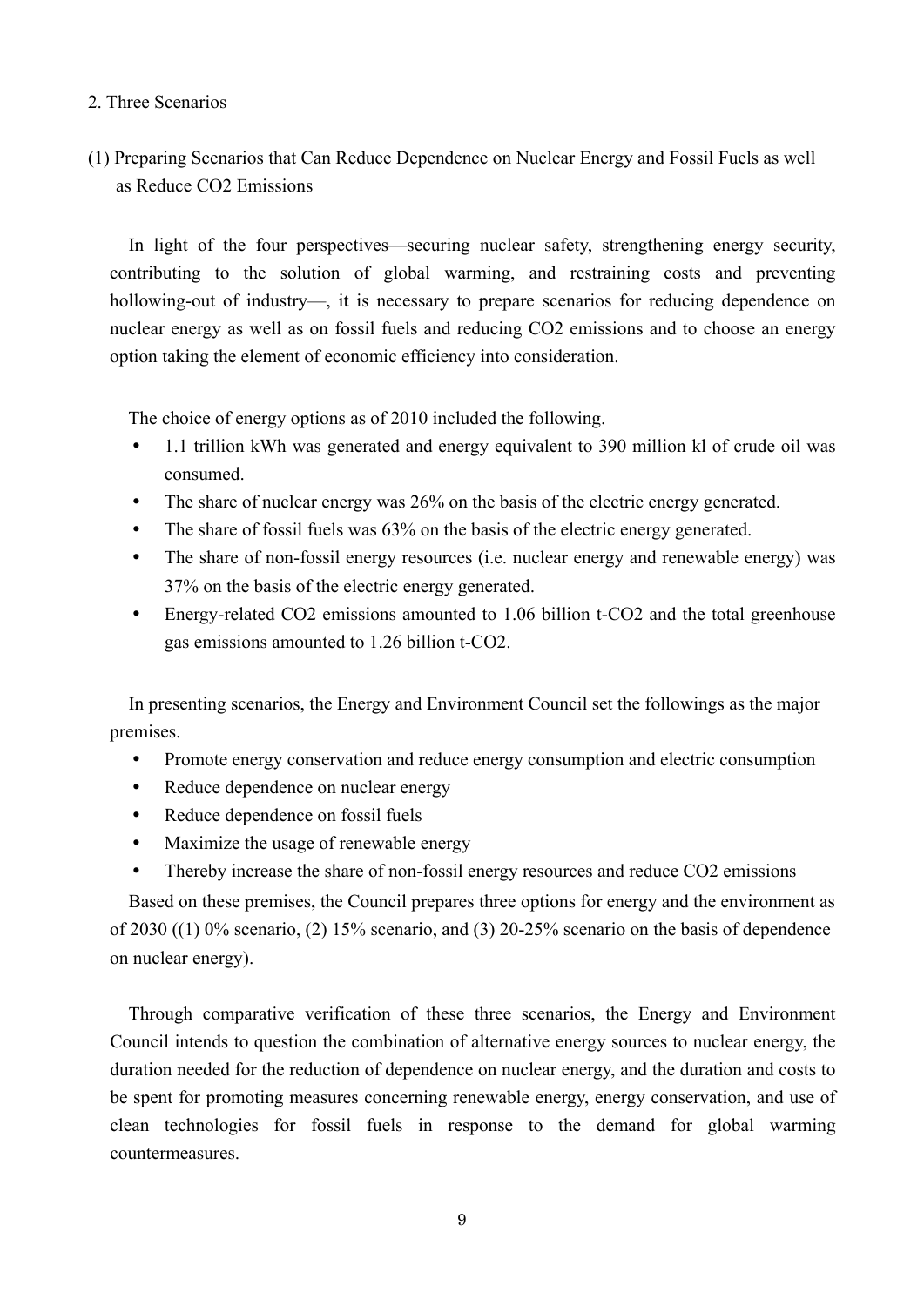## 2. Three Scenarios

### (1) Preparing Scenarios that Can Reduce Dependence on Nuclear Energy and Fossil Fuels as well as Reduce $CO_2$ Emissions

In light of the four perspectives—securing nuclear safety, strengthening energy security, contributing to the solution of global warming, and restraining costs and preventing hollowing-out of industry—, it is necessary to prepare scenarios for reducing dependence on nuclear energy as well as on fossil fuels and reducing $CO_2$ emissions and to choose an energy option taking the element of economic efficiency into consideration.

The choice of energy options as of 2010 included the following.

- 1.1 trillion kWh was generated and energy equivalent to 390 million kl of crude oil was consumed.
- The share of nuclear energy was 26% on the basis of the electric energy generated.
- The share of fossil fuels was 63% on the basis of the electric energy generated.
- The share of non-fossil energy resources (i.e. nuclear energy and renewable energy) was 37% on the basis of the electric energy generated.
- Energy-related $CO_2$ emissions amounted to 1.06 billion t-$CO_2$ and the total greenhouse gas emissions amounted to 1.26 billion t-$CO_2$.

In presenting scenarios, the Energy and Environment Council set the followings as the major premises.

- Promote energy conservation and reduce energy consumption and electric consumption
- Reduce dependence on nuclear energy
- Reduce dependence on fossil fuels
- Maximize the usage of renewable energy
- Thereby increase the share of non-fossil energy resources and reduce $CO_2$ emissions

Based on these premises, the Council prepares three options for energy and the environment as of 2030 ((1) 0% scenario, (2) 15% scenario, and (3) 20-25% scenario on the basis of dependence on nuclear energy).

Through comparative verification of these three scenarios, the Energy and Environment Council intends to question the combination of alternative energy sources to nuclear energy, the duration needed for the reduction of dependence on nuclear energy, and the duration and costs to be spent for promoting measures concerning renewable energy, energy conservation, and use of clean technologies for fossil fuels in response to the demand for global warming countermeasures.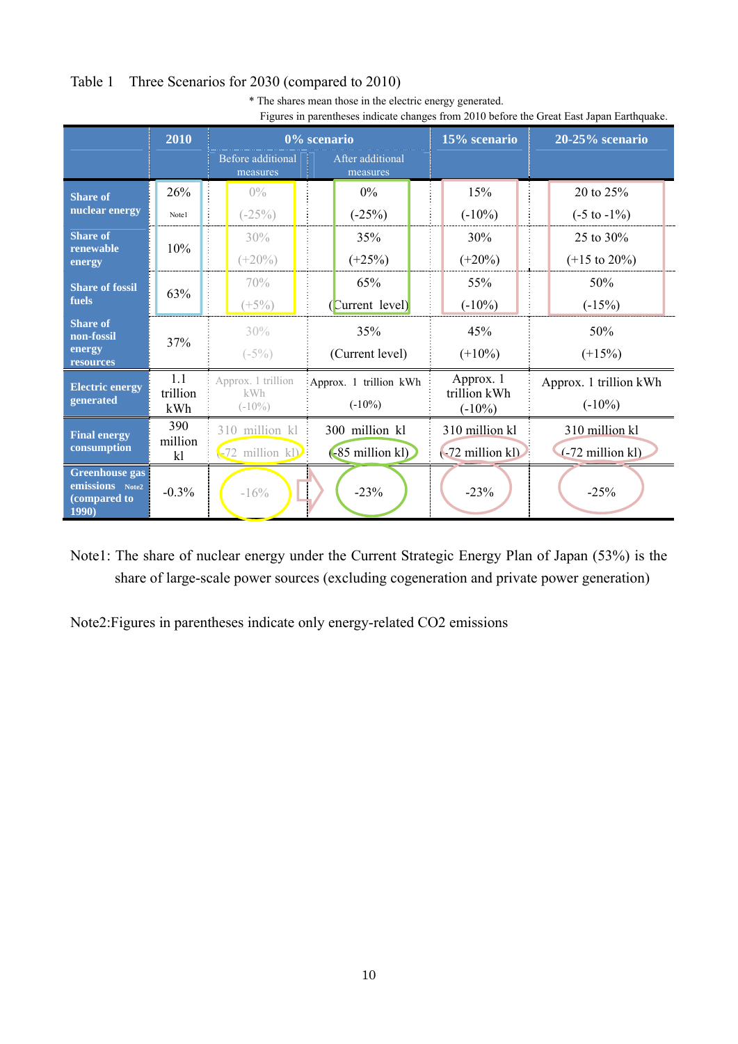Table 1 Three Scenarios for 2030 (compared to 2010)

\* The shares mean those in the electric energy generated.
Figures in parentheses indicate changes from 2010 before the Great East Japan Earthquake.

| | 2010 | 0% scenario | | 15% scenario | 20-25% scenario |
|---|---|---|---|---|---|
| | | Before additional measures | After additional measures | | |
| Share of nuclear energy | 26% Note1 | 0% (-25%) | 0% (-25%) | 15% (-10%) | 20 to 25% (-5 to -1%) |
| Share of renewable energy | 10% | 30% (+20%) | 35% (+25%) | 30% (+20%) | 25 to 30% (+15 to 20%) |
| Share of fossil fuels | 63% | 70% (+5%) | 65% (Current level) | 55% (-10%) | 50% (-15%) |
| Share of non-fossil energy resources | 37% | 30% (-5%) | 35% (Current level) | 45% (+10%) | 50% (+15%) |
| Electric energy generated | 1.1 trillion kWh | Approx. 1 trillion kWh (-10%) | Approx. 1 trillion kWh (-10%) | Approx. 1 trillion kWh (-10%) | Approx. 1 trillion kWh (-10%) |
| Final energy consumption | 390 million kl | 310 million kl (-72 million kl) | 300 million kl (-85 million kl) | 310 million kl (-72 million kl) | 310 million kl (-72 million kl) |
| Greenhouse gas emissions Note2 (compared to 1990) | -0.3% | -16% | -23% | -23% | -25% |

Note1: The share of nuclear energy under the Current Strategic Energy Plan of Japan (53%) is the share of large-scale power sources (excluding cogeneration and private power generation)

Note2:Figures in parentheses indicate only energy-related $CO_2$ emissions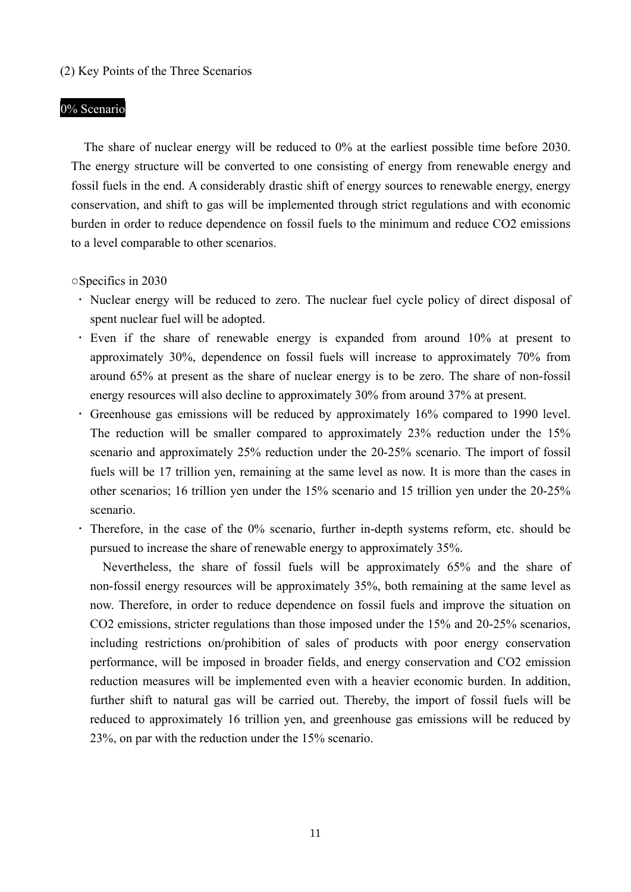## (2) Key Points of the Three Scenarios

### 0% Scenario

The share of nuclear energy will be reduced to 0% at the earliest possible time before 2030. The energy structure will be converted to one consisting of energy from renewable energy and fossil fuels in the end. A considerably drastic shift of energy sources to renewable energy, energy conservation, and shift to gas will be implemented through strict regulations and with economic burden in order to reduce dependence on fossil fuels to the minimum and reduce $CO_2$ emissions to a level comparable to other scenarios.

○Specifics in 2030

- Nuclear energy will be reduced to zero. The nuclear fuel cycle policy of direct disposal of spent nuclear fuel will be adopted.
- Even if the share of renewable energy is expanded from around 10% at present to approximately 30%, dependence on fossil fuels will increase to approximately 70% from around 65% at present as the share of nuclear energy is to be zero. The share of non-fossil energy resources will also decline to approximately 30% from around 37% at present.
- Greenhouse gas emissions will be reduced by approximately 16% compared to 1990 level. The reduction will be smaller compared to approximately 23% reduction under the 15% scenario and approximately 25% reduction under the 20-25% scenario. The import of fossil fuels will be 17 trillion yen, remaining at the same level as now. It is more than the cases in other scenarios; 16 trillion yen under the 15% scenario and 15 trillion yen under the 20-25% scenario.
- Therefore, in the case of the 0% scenario, further in-depth systems reform, etc. should be pursued to increase the share of renewable energy to approximately 35%.

  Nevertheless, the share of fossil fuels will be approximately 65% and the share of non-fossil energy resources will be approximately 35%, both remaining at the same level as now. Therefore, in order to reduce dependence on fossil fuels and improve the situation on $CO_2$ emissions, stricter regulations than those imposed under the 15% and 20-25% scenarios, including restrictions on/prohibition of sales of products with poor energy conservation performance, will be imposed in broader fields, and energy conservation and $CO_2$ emission reduction measures will be implemented even with a heavier economic burden. In addition, further shift to natural gas will be carried out. Thereby, the import of fossil fuels will be reduced to approximately 16 trillion yen, and greenhouse gas emissions will be reduced by 23%, on par with the reduction under the 15% scenario.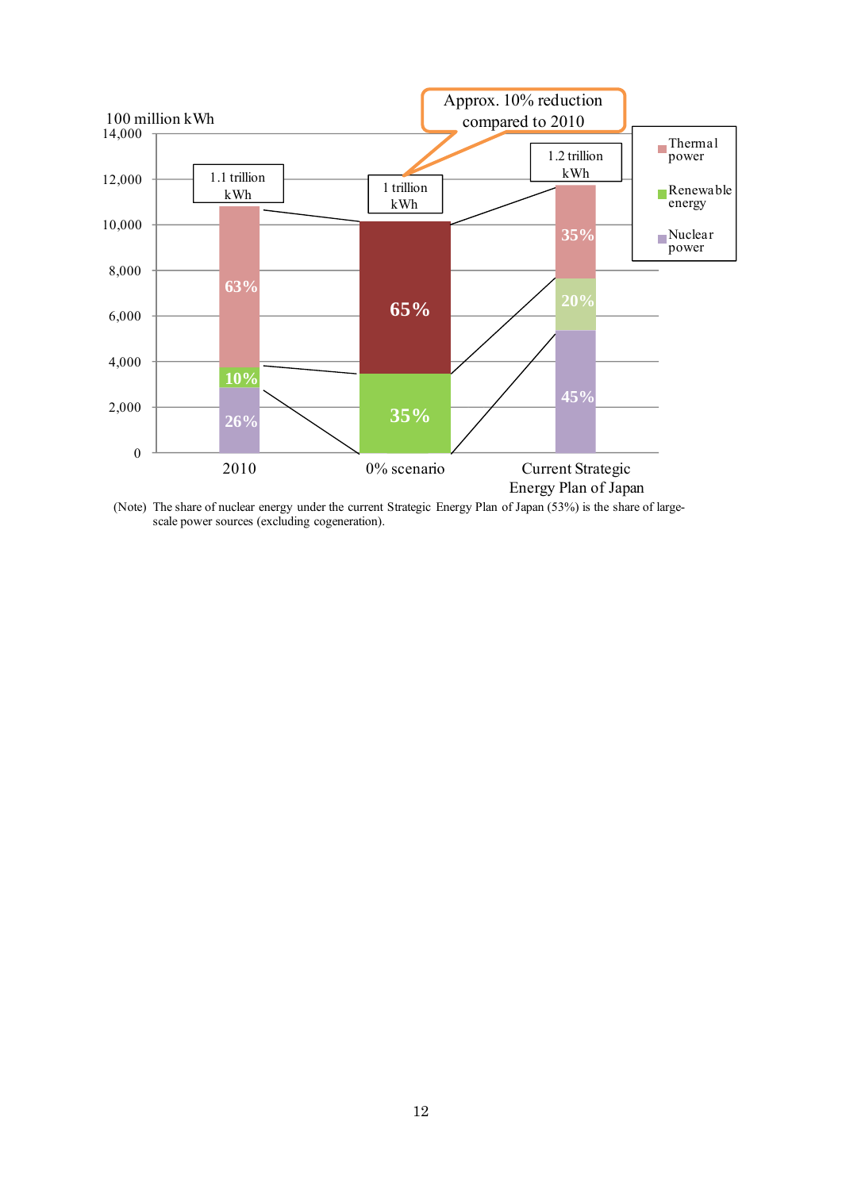100 million kWh

| | 2010 | 0% scenario | Current Strategic Energy Plan of Japan |
|---|---|---|---|
| Total | 1.1 trillion kWh | 1 trillion kWh | 1.2 trillion kWh |
| Thermal power | 63% | 65% | 35% |
| Renewable energy | 10% | 35% | 20% |
| Nuclear power | 26% | | 45% |

Approx. 10% reduction compared to 2010

(Note) The share of nuclear energy under the current Strategic Energy Plan of Japan (53%) is the share of large-scale power sources (excluding cogeneration).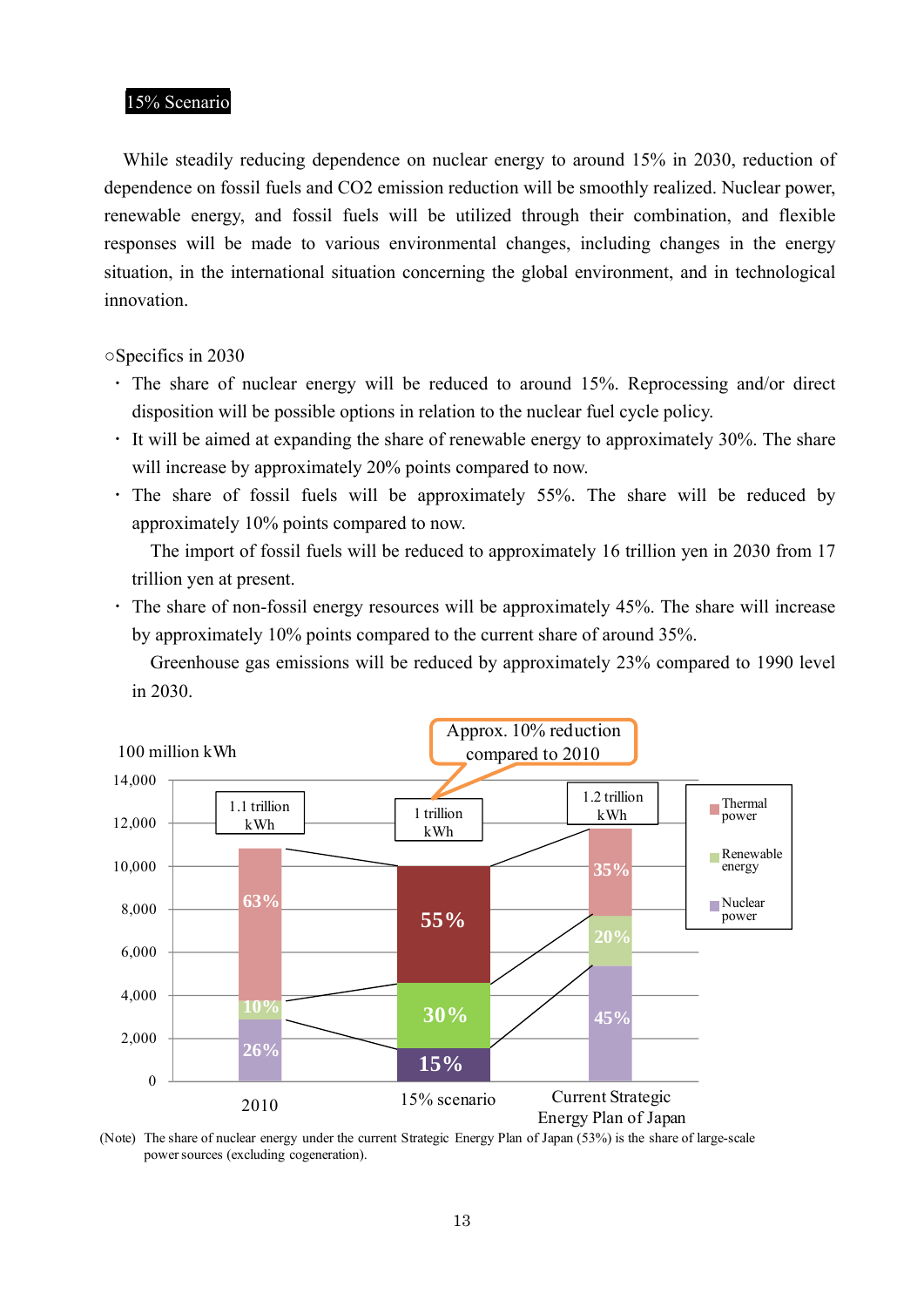## 15% Scenario

While steadily reducing dependence on nuclear energy to around 15% in 2030, reduction of dependence on fossil fuels and CO2 emission reduction will be smoothly realized. Nuclear power, renewable energy, and fossil fuels will be utilized through their combination, and flexible responses will be made to various environmental changes, including changes in the energy situation, in the international situation concerning the global environment, and in technological innovation.

○Specifics in 2030

- The share of nuclear energy will be reduced to around 15%. Reprocessing and/or direct disposition will be possible options in relation to the nuclear fuel cycle policy.
- It will be aimed at expanding the share of renewable energy to approximately 30%. The share will increase by approximately 20% points compared to now.
- The share of fossil fuels will be approximately 55%. The share will be reduced by approximately 10% points compared to now.

  The import of fossil fuels will be reduced to approximately 16 trillion yen in 2030 from 17 trillion yen at present.
- The share of non-fossil energy resources will be approximately 45%. The share will increase by approximately 10% points compared to the current share of around 35%.

  Greenhouse gas emissions will be reduced by approximately 23% compared to 1990 level in 2030.

100 million kWh

| | 2010 | 15% scenario | Current Strategic Energy Plan of Japan |
|---|---|---|---|
| Total | 1.1 trillion kWh | 1 trillion kWh | 1.2 trillion kWh |
| Thermal power | 63% | 55% | 35% |
| Renewable energy | 10% | 30% | 20% |
| Nuclear power | 26% | 15% | 45% |

Approx. 10% reduction compared to 2010

(Note) The share of nuclear energy under the current Strategic Energy Plan of Japan (53%) is the share of large-scale power sources (excluding cogeneration).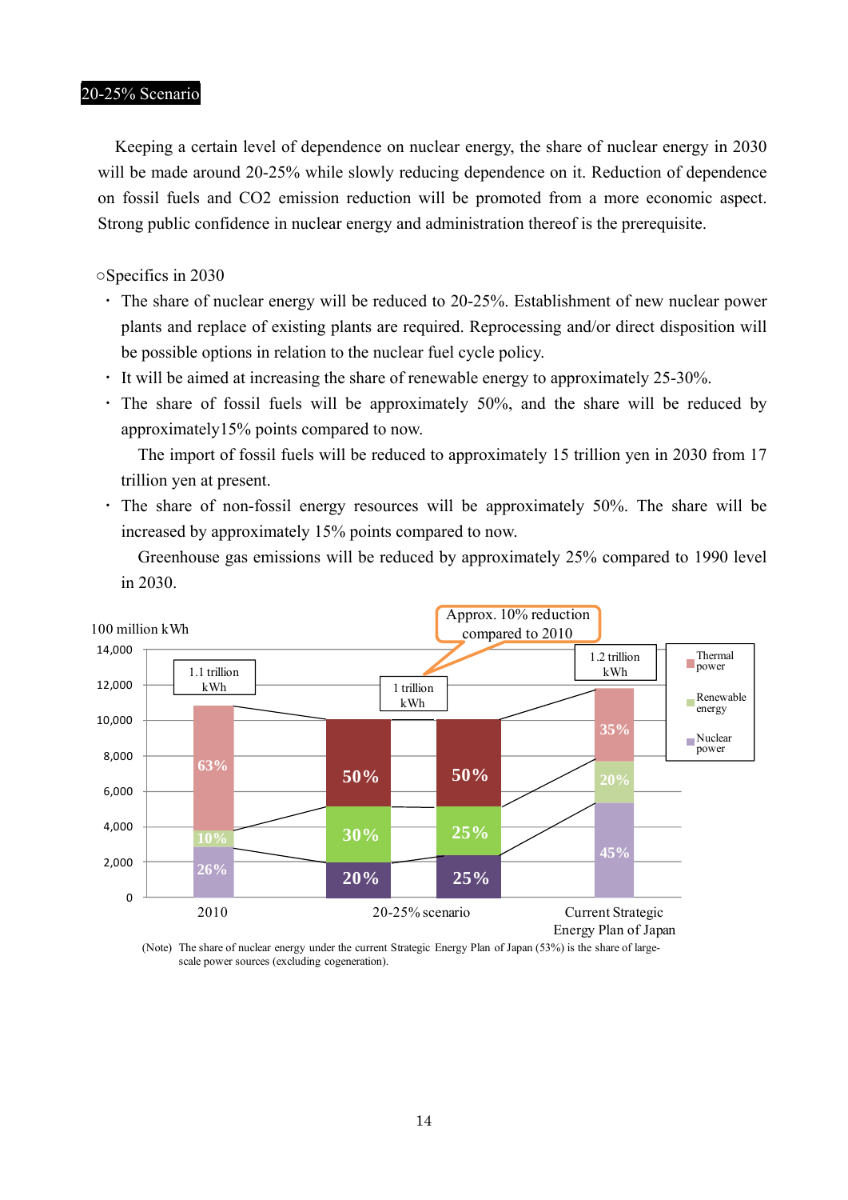## 20-25% Scenario

Keeping a certain level of dependence on nuclear energy, the share of nuclear energy in 2030 will be made around 20-25% while slowly reducing dependence on it. Reduction of dependence on fossil fuels and $CO_2$ emission reduction will be promoted from a more economic aspect. Strong public confidence in nuclear energy and administration thereof is the prerequisite.

○Specifics in 2030

- The share of nuclear energy will be reduced to 20-25%. Establishment of new nuclear power plants and replace of existing plants are required. Reprocessing and/or direct disposition will be possible options in relation to the nuclear fuel cycle policy.
- It will be aimed at increasing the share of renewable energy to approximately 25-30%.
- The share of fossil fuels will be approximately 50%, and the share will be reduced by approximately15% points compared to now.
  The import of fossil fuels will be reduced to approximately 15 trillion yen in 2030 from 17 trillion yen at present.
- The share of non-fossil energy resources will be approximately 50%. The share will be increased by approximately 15% points compared to now.
  Greenhouse gas emissions will be reduced by approximately 25% compared to 1990 level in 2030.

100 million kWh

| | 2010 | 20-25% scenario | | Current Strategic Energy Plan of Japan |
|---|---|---|---|---|
| Total | 1.1 trillion kWh | 1 trillion kWh | | 1.2 trillion kWh |
| Thermal power | 63% | 50% | 50% | 35% |
| Renewable energy | 10% | 30% | 25% | 20% |
| Nuclear power | 26% | 20% | 25% | 45% |

Approx. 10% reduction compared to 2010

(Note) The share of nuclear energy under the current Strategic Energy Plan of Japan (53%) is the share of large-scale power sources (excluding cogeneration).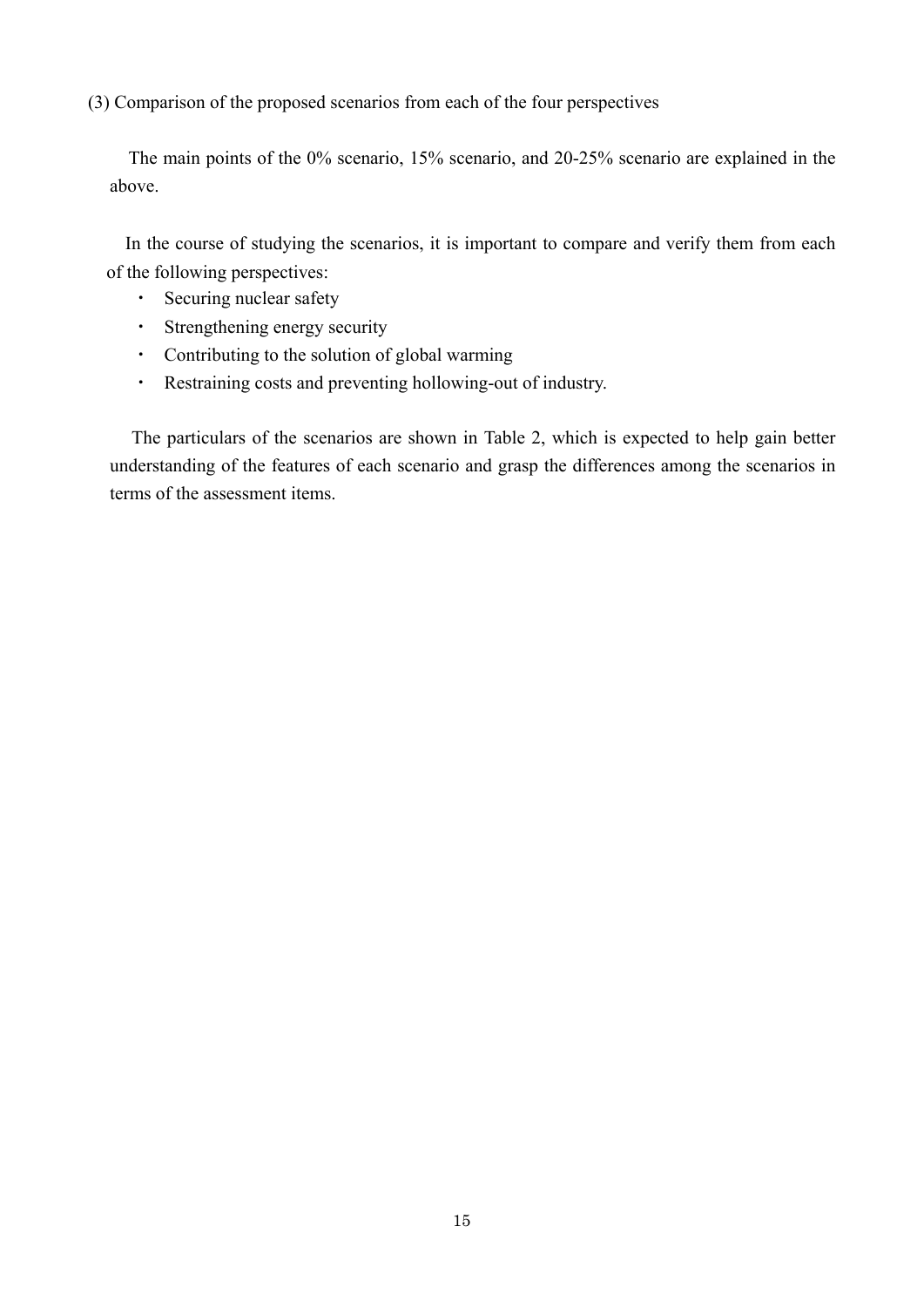### (3) Comparison of the proposed scenarios from each of the four perspectives

The main points of the 0% scenario, 15% scenario, and 20-25% scenario are explained in the above.

In the course of studying the scenarios, it is important to compare and verify them from each of the following perspectives:

- Securing nuclear safety
- Strengthening energy security
- Contributing to the solution of global warming
- Restraining costs and preventing hollowing-out of industry.

The particulars of the scenarios are shown in Table 2, which is expected to help gain better understanding of the features of each scenario and grasp the differences among the scenarios in terms of the assessment items.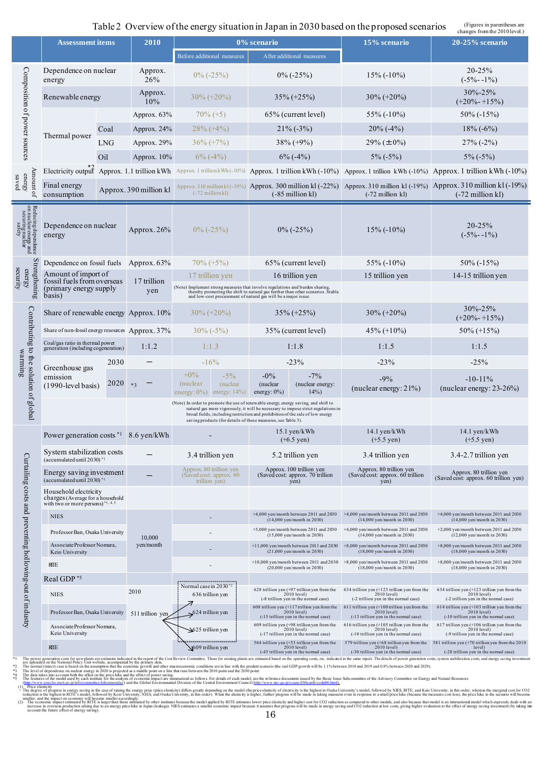# Table 2 Overview of the energy situation in Japan in 2030 based on the proposed scenarios

(Figures in parentheses are changes from the 2010 level.)

| | Assessment items | | 2010 | 0% scenario: Before additional measures | | 0% scenario: After additional measures | | 15% scenario | 20-25% scenario |
|---|---|---|---|---|---|---|---|---|---|
| Composition of power sources | Dependence on nuclear energy | | Approx. 26% | 0% (-25%) | | 0% (-25%) | | 15% (-10%) | 20-25% (-5%--1%) |
| | Renewable energy | | Approx. 10% | 30% (+20%) | | 35% (+25%) | | 30% (+20%) | 30%-25% (+20%-+15%) |
| | Thermal power | | Approx. 63% | 70% (+5) | | 65% (current level) | | 55% (-10%) | 50% (-15%) |
| | | Coal | Approx. 24% | 28% (+4%) | | 21% (-3%) | | 20% (-4%) | 18% (-6%) |
| | | LNG | Approx. 29% | 36% (+7%) | | 38% (+9%) | | 29% (±0%) | 27% (-2%) |
| | | Oil | Approx. 10% | 6% (-4%) | | 6% (-4%) | | 5% (-5%) | 5% (-5%) |
| Amount of energy saved | Electricity output *2 | | Approx. 1.1 trillion kWh | Approx. 1 trillion kWh (-10%) | | Approx. 1 trillion kWh (-10%) | | Approx. 1 trillion kWh (-10%) | Approx. 1 trillion kWh (-10%) |
| | Final energy consumption | | Approx. 390 million kl | Approx. 310 million kl (-19%) (-72 million kl) | | Approx. 300 million kl (-22%) (-85 million kl) | | Approx. 310 million kl (-19%) (-72 million kl) | Approx. 310 million kl (-19%) (-72 million kl) |
| Reducing dependence on nuclear energy and securing nuclear safety | Dependence on nuclear energy | | Approx. 26% | 0% (-25%) | | 0% (-25%) | | 15% (-10%) | 20-25% (-5%--1%) |
| Strengthening energy security | Dependence on fossil fuels | | Approx. 63% | 70% (+5%) | | 65% (current level) | | 55% (-10%) | 50% (-15%) |
| | Amount of import of fossil fuels from overseas (primary energy supply basis) | | 17 trillion yen | 17 trillion yen | | 16 trillion yen | | 15 trillion yen | 14-15 trillion yen |
| | | | | (Note) Implement strong measures that involve regulations and burden sharing, thereby promoting the shift to natural gas further than other scenarios. Stable and low-cost procurement of natural gas will be a major issue. | | | | | |
| Contributing to the solution of global warming | Share of renewable energy | | Approx. 10% | 30% (+20%) | | 35% (+25%) | | 30% (+20%) | 30%-25% (+20%-+15%) |
| | Share of non-fossil energy resources | | Approx. 37% | 30% (-5%) | | 35% (current level) | | 45% (+10%) | 50% (+15%) |
| | Coal/gas ratio in thermal power generation (including cogeneration) | | 1:1.2 | 1:1.3 | | 1:1.8 | | 1:1.5 | 1:1.5 |
| | Greenhouse gas emission (1990-level basis) | 2030 | — | -16% | | -23% | | -23% | -25% |
| | | 2020 | *3 — | +0% (nuclear energy: 0%) | -5% (nuclear energy: 14%) | -0% (nuclear energy: 0%) | -7% (nuclear energy: 14%) | -9% (nuclear energy: 21%) | -10-11% (nuclear energy: 23-26%) |
| | | | | (Note) In order to promote the use of renewable energy, energy saving, and shift to natural gas more vigorously, it will be necessary to impose strict regulations in broad fields, including restriction and prohibition of the sale of low energy saving products (for details of these measures, see Table 3). | | | | | |
| Curtailing costs and preventing hollowing-out of industry | Power generation costs *1 | | 8.6 yen/kWh | - | | 15.1 yen/kWh (+6.5 yen) | | 14.1 yen/kWh (+5.5 yen) | 14.1 yen/kWh (+5.5 yen) |
| | System stabilization costs (accumulated until 2030) *1 | | — | 3.4 trillion yen | | 5.2 trillion yen | | 3.4 trillion yen | 3.4-2.7 trillion yen |
| | Energy saving investment (accumulated until 2030) *1 | | — | Approx. 80 trillion yen (Saved cost: approx. 60 trillion yen) | | Approx. 100 trillion yen (Saved cost: approx. 70 trillion yen) | | Approx. 80 trillion yen (Saved cost: approx. 60 trillion yen) | Approx. 80 trillion yen (Saved cost: approx. 60 trillion yen) |
| | Household electricity charges (Average for a household with two or more persons) *1, 4, 5 | | | | | | | | |
| | NIES | | 10,000 yen/month | - | | +4,000 yen/month between 2011 and 2030 (14,000 yen/month in 2030) | | +4,000 yen/month between 2011 and 2030 (14,000 yen/month in 2030) | +4,000 yen/month between 2011 and 2030 (14,000 yen/month in 2030) |
| | Professor Ban, Osaka University | | | - | | +5,000 yen/month between 2011 and 2030 (15,000 yen/month in 2030) | | +4,000 yen/month between 2011 and 2030 (14,000 yen/month in 2030) | +2,000 yen/month between 2011 and 2030 (12,000 yen/month in 2030) |
| | Associate Professor Nomura, Keio University | | | - | | +11,000 yen/month between 2011 and 2030 (21,000 yen/month in 2030) | | +8,000 yen/month between 2011 and 2030 (18,000 yen/month in 2030) | +8,000 yen/month between 2011 and 2030 (18,000 yen/month in 2030) |
| | RITE | | | - | | +10,000 yen/month between 2011 and 2030 (20,000 yen/month in 2030) | | +8,000 yen/month between 2011 and 2030 (18,000 yen/month in 2030) | +8,000 yen/month between 2011 and 2030 (18,000 yen/month in 2030) |
| | Real GDP *5 | | | Normal case in 2030 *2 | | | | | |
| | NIES | | 2010: 511 trillion yen | 636 trillion yen | | 628 trillion yen (+97 trillion yen from the 2010 level) (-8 trillion yen in the normal case) | | 634 trillion yen (+123 trillion yen from the 2010 level) (-2 trillion yen in the normal case) | 634 trillion yen (+123 trillion yen from the 2010 level) (-2 trillion yen in the normal case) |
| | Professor Ban, Osaka University | | | 624 trillion yen | | 608 trillion yen (+117 trillion yen from the 2010 level) (-15 trillion yen in the normal case) | | 611 trillion yen (+100 trillion yen from the 2010 level) (-13 trillion yen in the normal case) | 614 trillion yen (+103 trillion yen from the 2010 level) (-10 trillion yen in the normal case) |
| | Associate Professor Nomura, Keio University | | | 625 trillion yen | | 609 trillion yen (+98 trillion yen from the 2010 level) (-17 trillion yen in the normal case) | | 616 trillion yen (+105 trillion yen from the 2010 level) (-10 trillion yen in the normal case) | 617 trillion yen (+106 trillion yen from the 2010 level) (-9 trillion yen in the normal case) |
| | RITE | | | 609 trillion yen | | 564 trillion yen (+53 trillion yen from the 2010 level) (-45 trillion yen in the normal case) | | 579 trillion yen (+68 trillion yen from the 2010 level) (-30 trillion yen in the normal case) | 581 trillion yen (+70 trillion yen from the 2010 level) (-28 trillion yen in the normal case) |

*1 The power generation costs for new plants are estimates indicated in the report of the Cost Review Committee. Those for existing plants are estimated based on the operating costs, etc. indicated in the same report. The details of power generation costs, system stabilization costs, and energy saving investment are uploaded on the National Policy Unit website, accompanied by the primary data.
*2 The normal (intact) case is based on the assumption that the economic growth and other macroeconomic conditions are in line with the prudent scenario (the real GDP growth will be 1.1% between 2010 and 2019 and 0.8% between 2020 and 2029).
*3 The level of dependence on nuclear energy in 2020 is projected as a middle point on a line that runs between the 2010 point and the 2030 point.
*4 The data takes into account both the effect on the price hike and the effect of power saving.
*5 The features of the model used by each institute for the analysis of economic impact are summarized as follows. For details of each model, see the reference documents issued by the Basic Issue Subcommittee of the Advisory Committee on Energy and Natural Resources (http://www.enecho.meti.go.jp/info/committee/kihonmondai/) and the Global Environmental Division of the Central Environment Council (http://www.env.go.jp/council/06earth/yoshi06.html).
(1) Price elasticity
・The degree of progress in energy saving in the case of raising the energy price (price elasticity) differs greatly depending on the model (the price elasticity of electricity is the highest in Osaka University's model, followed by NIES, RITE, and Keio University, in this order, whereas the marginal cost for CO2 reduction is the highest in RITE's model, followed by Keio University, NIES, and Osaka University, in this order). When the elasticity is higher, further progress will be made in taking measures even in response to a small price hike (because the measures cost less), the price hike in the scenario will become smaller, and the impact on economy will become smaller accordingly.
(2) The economic impact estimated by RITE is larger than those estimated by other institutes because the model applied by RITE estimates lower price elasticity and higher marginal cost for CO2 reduction as compared to other models, and also because that model is an international model which expressly deals with an increase in overseas production arising due to an energy price hike in Japan (leakage). NIES estimates a smaller economic impact because it assumes that progress will be made in energy saving and CO2 reduction at low costs, giving higher evaluation to the effect of energy saving investment (by taking into account the future effect of energy saving).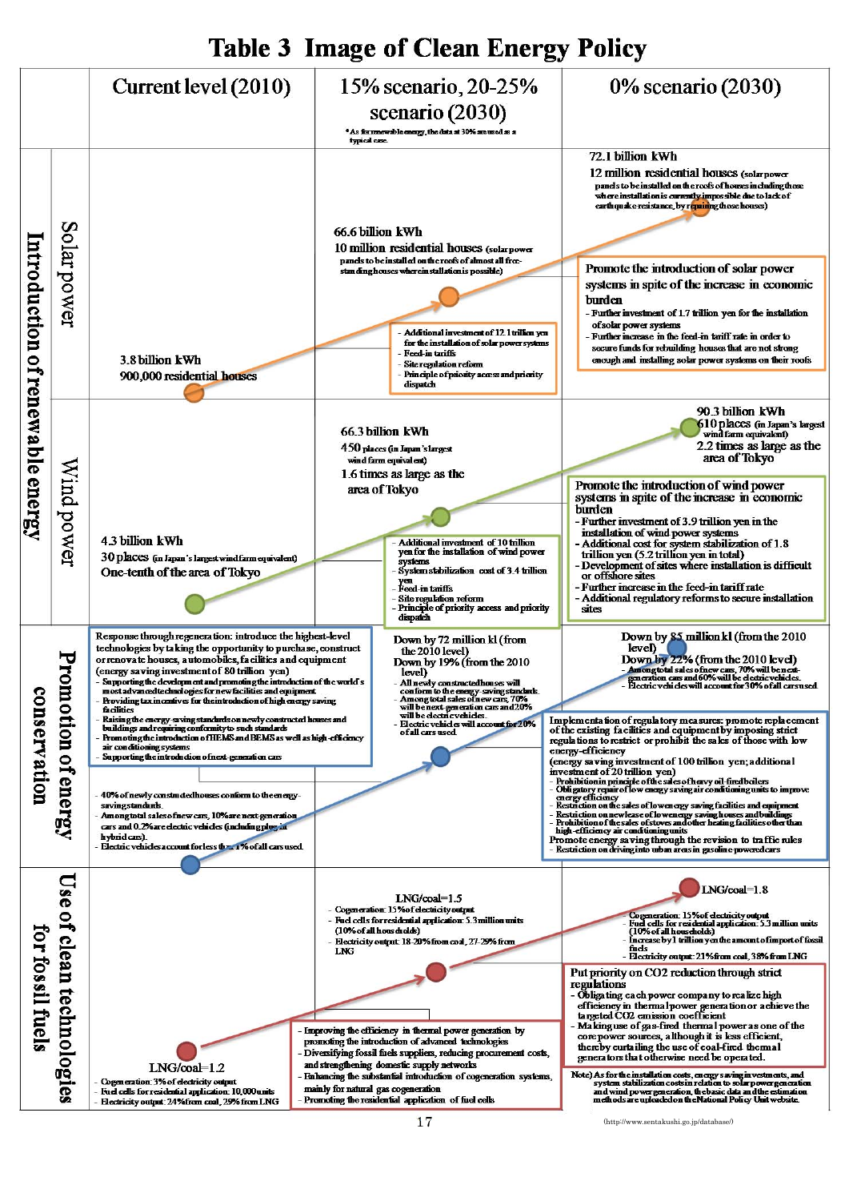# Table 3 Image of Clean Energy Policy

| | | Current level (2010) | 15% scenario, 20-25% scenario (2030) | 0% scenario (2030) |
|---|---|---|---|---|
| | | | *As for renewable energy, the data at 30% are used as a typical case. | |
| Introduction of renewable energy | Solar power | 3.8 billion kWh<br>900,000 residential houses | 66.6 billion kWh<br>10 million residential houses (solar power panels to be installed on the roofs of almost all free-standing houses wherein installation is possible)<br>- Additional investment of 12.1 trillion yen for the installation of solar power systems<br>- Feed-in tariffs<br>- Site regulation reform<br>- Principle of priority access and priority dispatch | 72.1 billion kWh<br>12 million residential houses (solar power panels to be installed on the roofs of houses including those where installation is currently impossible due to lack of earthquake-resistance, by repairing those houses)<br>**Promote the introduction of solar power systems in spite of the increase in economic burden**<br>- Further investment of 1.7 trillion yen for the installation of solar power systems<br>- Further increase in the feed-in tariff rate in order to secure funds for rebuilding houses that are not strong enough and installing solar power systems on their roofs |
| | Wind power | 4.3 billion kWh<br>30 places (in Japan's largest wind farm equivalent)<br>One-tenth of the area of Tokyo | 66.3 billion kWh<br>450 places (in Japan's largest wind farm equivalent)<br>1.6 times as large as the area of Tokyo<br>- Additional investment of 10 trillion yen for the installation of wind power systems<br>- System stabilization cost of 3.4 trillion yen<br>- Feed-in tariffs<br>- Site regulation reform<br>- Principle of priority access and priority dispatch | 90.3 billion kWh<br>610 places (in Japan's largest wind farm equivalent)<br>2.2 times as large as the area of Tokyo<br>**Promote the introduction of wind power systems in spite of the increase in economic burden**<br>- Further investment of 3.9 trillion yen in the installation of wind power systems<br>- Additional cost for system stabilization of 1.8 trillion yen (5.2 trillion yen in total)<br>- Development of sites where installation is difficult or offshore sites<br>- Further increase in the feed-in tariff rate<br>- Additional regulatory reforms to secure installation sites |
| Promotion of energy conservation | | **Response through regeneration: introduce the highest-level technologies by taking the opportunity to purchase, construct or renovate houses, automobiles, facilities and equipment (energy saving investment of 80 trillion yen)**<br>- Supporting the development and promoting the introduction of the world's most advanced technologies for new facilities and equipment<br>- Providing tax incentives for the introduction of high energy saving facilities<br>- Raising the energy-saving standards on newly constructed houses and buildings and requiring conformity to such standards<br>- Promoting the introduction of HEMS and BEMS as well as high-efficiency air conditioning systems<br>- Supporting the introduction of next-generation cars<br><br>- 40% of newly constructed houses conform to the energy-saving standards.<br>- Among total sales of new cars, 10% are next-generation cars and 0.2% are electric vehicles (including plug-in hybrid cars).<br>- Electric vehicles account for less than 1% of all cars used. | Down by 72 million kl (from the 2010 level)<br>Down by 19% (from the 2010 level)<br>- All newly constructed houses will conform to the energy-saving standards.<br>- Among total sales of new cars, 70% will be next-generation cars and 20% will be electric vehicles.<br>- Electric vehicles will account for 20% of all cars used. | Down by 85 million kl (from the 2010 level)<br>Down by 22% (from the 2010 level)<br>- Among total sales of new cars, 70% will be next-generation cars and 60% will be electric vehicles.<br>- Electric vehicles will account for 30% of all cars used.<br>**Implementation of regulatory measures: promote replacement of the existing facilities and equipment by imposing strict regulations to restrict or prohibit the sales of those with low energy-efficiency**<br>(energy saving investment of 100 trillion yen; additional investment of 20 trillion yen)<br>- Prohibition in principle of the sales of heavy oil-fired boilers<br>- Obligatory repair of low energy saving air conditioning units to improve energy efficiency<br>- Restriction on the sales of low energy saving facilities and equipment<br>- Restriction on new lease of low energy saving houses and buildings<br>- Prohibition of the sales of stoves and other heating facilities other than high-efficiency air conditioning units<br>**Promote energy saving through the revision to traffic rules**<br>- Restriction on driving into urban areas in gasoline-powered cars |
| Use of clean technologies for fossil fuels | | LNG/coal=1.2<br>- Cogeneration: 3% of electricity output<br>- Fuel cells for residential application: 10,000 units<br>- Electricity output: 24% from coal, 29% from LNG | LNG/coal=1.5<br>- Cogeneration: 15% of electricity output<br>- Fuel cells for residential application: 5.3 million units (10% of all households)<br>- Electricity output: 18-20% from coal, 27-29% from LNG<br><br>- Improving the efficiency in thermal power generation by promoting the introduction of advanced technologies<br>- Diversifying fossil fuels suppliers, reducing procurement costs, and strengthening domestic supply networks<br>- Enhancing the substantial introduction of cogeneration systems, mainly for natural gas cogeneration<br>- Promoting the residential application of fuel cells | LNG/coal=1.8<br>- Cogeneration: 15% of electricity output<br>- Fuel cells for residential application: 5.3 million units (10% of all households)<br>- Increase by 1 trillion yen the amount of import of fossil fuels<br>- Electricity output: 21% from coal, 38% from LNG<br>**Put priority on CO2 reduction through strict regulations**<br>- Obligating each power company to realize high efficiency in thermal power generation or achieve the targeted CO2 emission coefficient<br>- Making use of gas-fired thermal power as one of the core power sources, although it is less efficient, thereby curtailing the use of coal-fired thermal generators that otherwise need be operated. |

Note) As for the installation costs, energy saving investments, and system stabilization costs in relation to solar power generation and wind power generation, the basic data and the estimation methods are uploaded on the National Policy Unit website.

(http://www.sentakushi.go.jp/database/)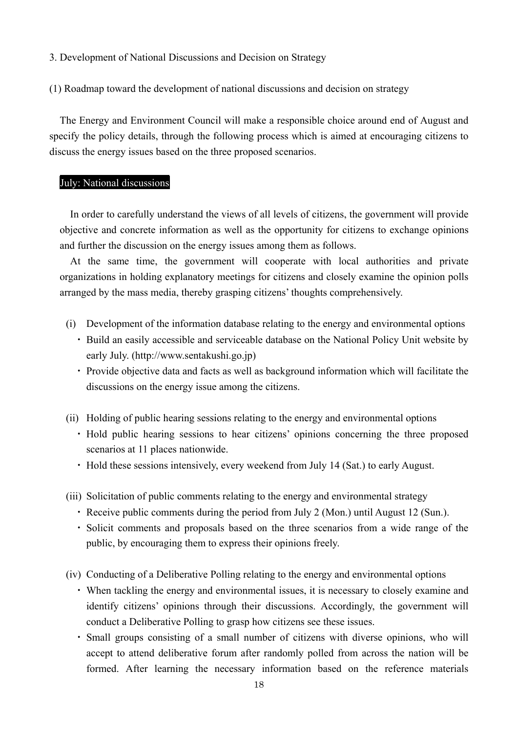## 3. Development of National Discussions and Decision on Strategy

### (1) Roadmap toward the development of national discussions and decision on strategy

The Energy and Environment Council will make a responsible choice around end of August and specify the policy details, through the following process which is aimed at encouraging citizens to discuss the energy issues based on the three proposed scenarios.

**July: National discussions**

In order to carefully understand the views of all levels of citizens, the government will provide objective and concrete information as well as the opportunity for citizens to exchange opinions and further the discussion on the energy issues among them as follows.

At the same time, the government will cooperate with local authorities and private organizations in holding explanatory meetings for citizens and closely examine the opinion polls arranged by the mass media, thereby grasping citizens' thoughts comprehensively.

(i) Development of the information database relating to the energy and environmental options

- Build an easily accessible and serviceable database on the National Policy Unit website by early July. (http://www.sentakushi.go.jp)
- Provide objective data and facts as well as background information which will facilitate the discussions on the energy issue among the citizens.

(ii) Holding of public hearing sessions relating to the energy and environmental options

- Hold public hearing sessions to hear citizens' opinions concerning the three proposed scenarios at 11 places nationwide.
- Hold these sessions intensively, every weekend from July 14 (Sat.) to early August.

(iii) Solicitation of public comments relating to the energy and environmental strategy

- Receive public comments during the period from July 2 (Mon.) until August 12 (Sun.).
- Solicit comments and proposals based on the three scenarios from a wide range of the public, by encouraging them to express their opinions freely.

(iv) Conducting of a Deliberative Polling relating to the energy and environmental options

- When tackling the energy and environmental issues, it is necessary to closely examine and identify citizens' opinions through their discussions. Accordingly, the government will conduct a Deliberative Polling to grasp how citizens see these issues.
- Small groups consisting of a small number of citizens with diverse opinions, who will accept to attend deliberative forum after randomly polled from across the nation will be formed. After learning the necessary information based on the reference materials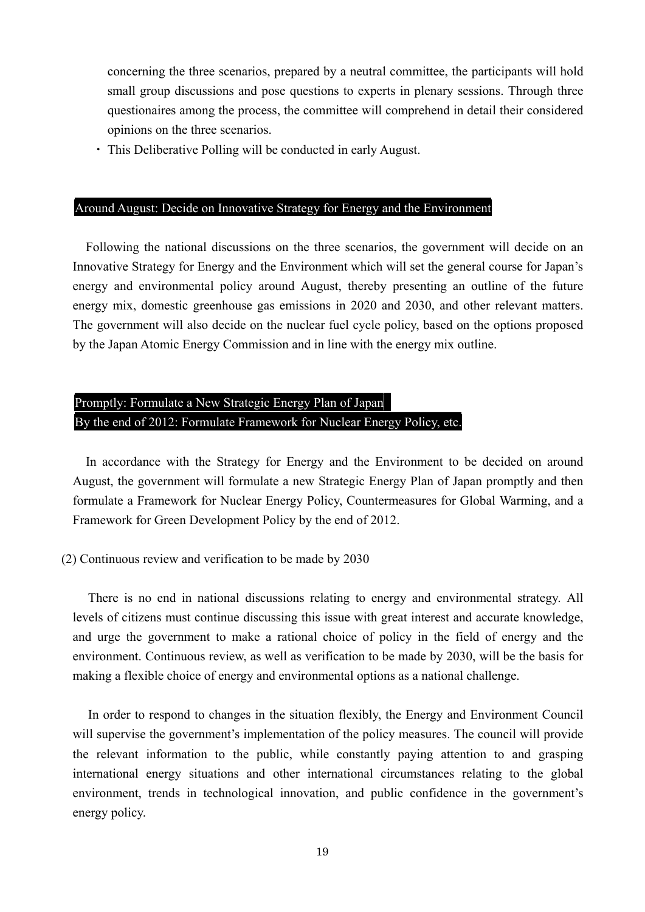concerning the three scenarios, prepared by a neutral committee, the participants will hold small group discussions and pose questions to experts in plenary sessions. Through three questionaires among the process, the committee will comprehend in detail their considered opinions on the three scenarios.

・ This Deliberative Polling will be conducted in early August.

**Around August: Decide on Innovative Strategy for Energy and the Environment**

Following the national discussions on the three scenarios, the government will decide on an Innovative Strategy for Energy and the Environment which will set the general course for Japan's energy and environmental policy around August, thereby presenting an outline of the future energy mix, domestic greenhouse gas emissions in 2020 and 2030, and other relevant matters. The government will also decide on the nuclear fuel cycle policy, based on the options proposed by the Japan Atomic Energy Commission and in line with the energy mix outline.

**Promptly: Formulate a New Strategic Energy Plan of Japan**
**By the end of 2012: Formulate Framework for Nuclear Energy Policy, etc.**

In accordance with the Strategy for Energy and the Environment to be decided on around August, the government will formulate a new Strategic Energy Plan of Japan promptly and then formulate a Framework for Nuclear Energy Policy, Countermeasures for Global Warming, and a Framework for Green Development Policy by the end of 2012.

(2) Continuous review and verification to be made by 2030

There is no end in national discussions relating to energy and environmental strategy. All levels of citizens must continue discussing this issue with great interest and accurate knowledge, and urge the government to make a rational choice of policy in the field of energy and the environment. Continuous review, as well as verification to be made by 2030, will be the basis for making a flexible choice of energy and environmental options as a national challenge.

In order to respond to changes in the situation flexibly, the Energy and Environment Council will supervise the government's implementation of the policy measures. The council will provide the relevant information to the public, while constantly paying attention to and grasping international energy situations and other international circumstances relating to the global environment, trends in technological innovation, and public confidence in the government's energy policy.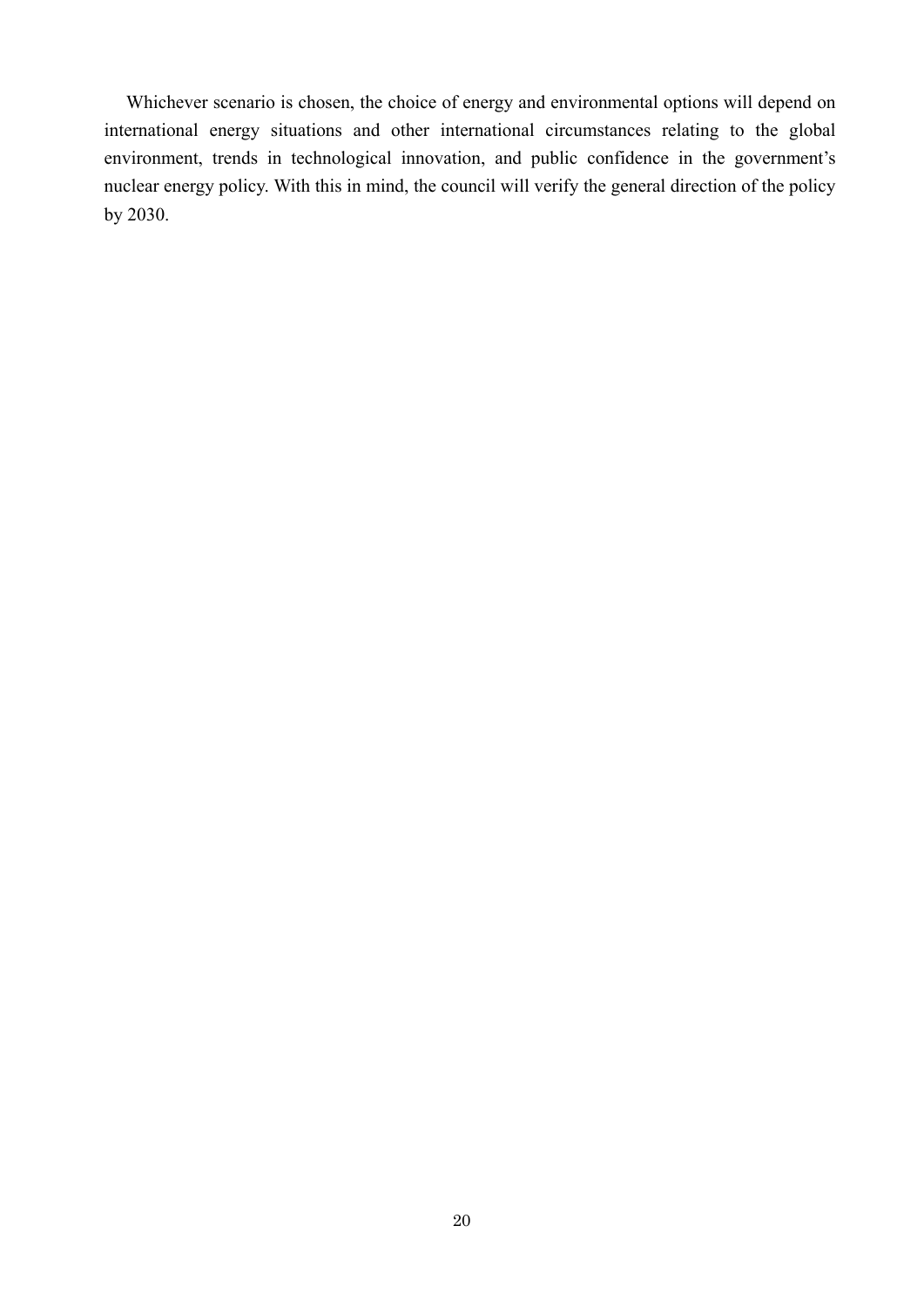Whichever scenario is chosen, the choice of energy and environmental options will depend on international energy situations and other international circumstances relating to the global environment, trends in technological innovation, and public confidence in the government's nuclear energy policy. With this in mind, the council will verify the general direction of the policy by 2030.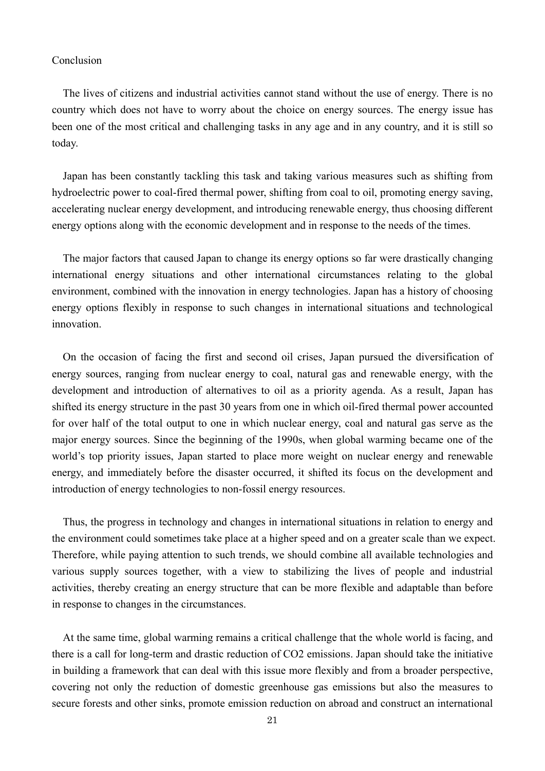## Conclusion

The lives of citizens and industrial activities cannot stand without the use of energy. There is no country which does not have to worry about the choice on energy sources. The energy issue has been one of the most critical and challenging tasks in any age and in any country, and it is still so today.

Japan has been constantly tackling this task and taking various measures such as shifting from hydroelectric power to coal-fired thermal power, shifting from coal to oil, promoting energy saving, accelerating nuclear energy development, and introducing renewable energy, thus choosing different energy options along with the economic development and in response to the needs of the times.

The major factors that caused Japan to change its energy options so far were drastically changing international energy situations and other international circumstances relating to the global environment, combined with the innovation in energy technologies. Japan has a history of choosing energy options flexibly in response to such changes in international situations and technological innovation.

On the occasion of facing the first and second oil crises, Japan pursued the diversification of energy sources, ranging from nuclear energy to coal, natural gas and renewable energy, with the development and introduction of alternatives to oil as a priority agenda. As a result, Japan has shifted its energy structure in the past 30 years from one in which oil-fired thermal power accounted for over half of the total output to one in which nuclear energy, coal and natural gas serve as the major energy sources. Since the beginning of the 1990s, when global warming became one of the world's top priority issues, Japan started to place more weight on nuclear energy and renewable energy, and immediately before the disaster occurred, it shifted its focus on the development and introduction of energy technologies to non-fossil energy resources.

Thus, the progress in technology and changes in international situations in relation to energy and the environment could sometimes take place at a higher speed and on a greater scale than we expect. Therefore, while paying attention to such trends, we should combine all available technologies and various supply sources together, with a view to stabilizing the lives of people and industrial activities, thereby creating an energy structure that can be more flexible and adaptable than before in response to changes in the circumstances.

At the same time, global warming remains a critical challenge that the whole world is facing, and there is a call for long-term and drastic reduction of $CO_2$ emissions. Japan should take the initiative in building a framework that can deal with this issue more flexibly and from a broader perspective, covering not only the reduction of domestic greenhouse gas emissions but also the measures to secure forests and other sinks, promote emission reduction on abroad and construct an international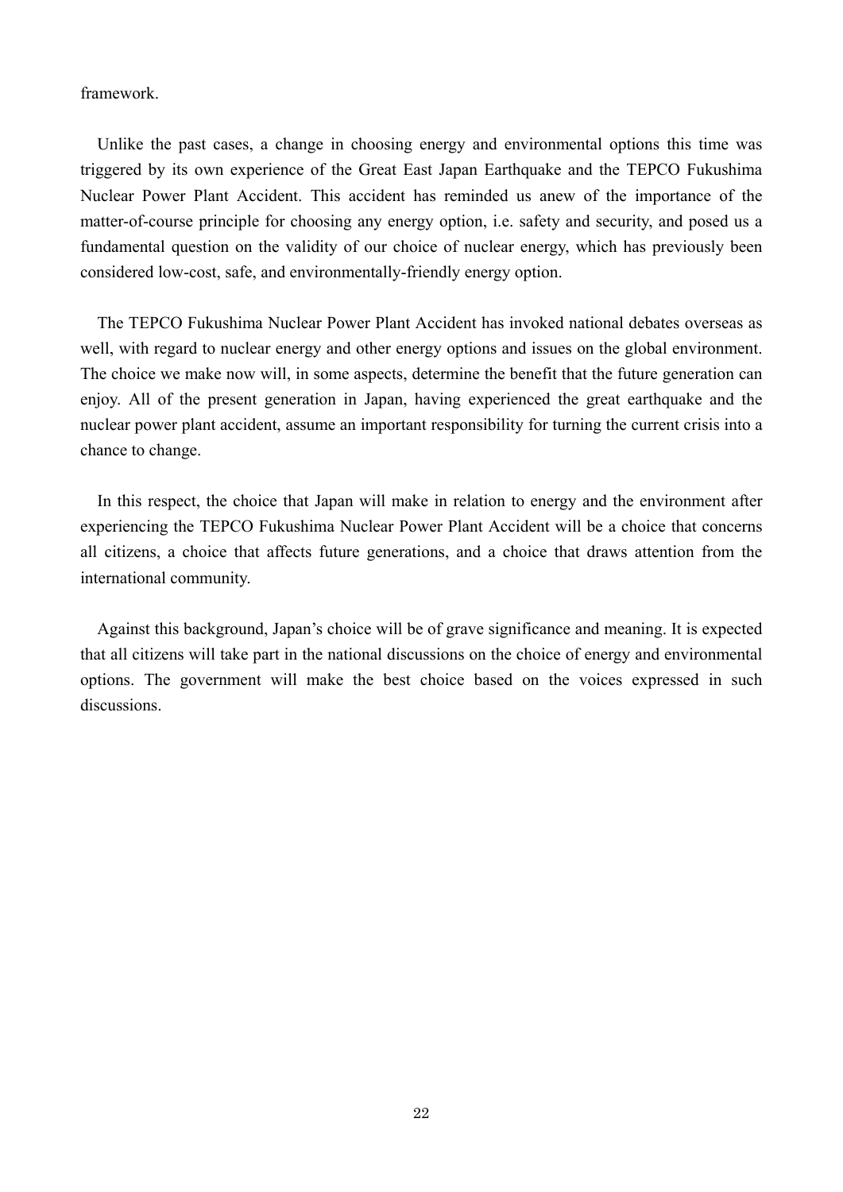framework.

Unlike the past cases, a change in choosing energy and environmental options this time was triggered by its own experience of the Great East Japan Earthquake and the TEPCO Fukushima Nuclear Power Plant Accident. This accident has reminded us anew of the importance of the matter-of-course principle for choosing any energy option, i.e. safety and security, and posed us a fundamental question on the validity of our choice of nuclear energy, which has previously been considered low-cost, safe, and environmentally-friendly energy option.

The TEPCO Fukushima Nuclear Power Plant Accident has invoked national debates overseas as well, with regard to nuclear energy and other energy options and issues on the global environment. The choice we make now will, in some aspects, determine the benefit that the future generation can enjoy. All of the present generation in Japan, having experienced the great earthquake and the nuclear power plant accident, assume an important responsibility for turning the current crisis into a chance to change.

In this respect, the choice that Japan will make in relation to energy and the environment after experiencing the TEPCO Fukushima Nuclear Power Plant Accident will be a choice that concerns all citizens, a choice that affects future generations, and a choice that draws attention from the international community.

Against this background, Japan's choice will be of grave significance and meaning. It is expected that all citizens will take part in the national discussions on the choice of energy and environmental options. The government will make the best choice based on the voices expressed in such discussions.